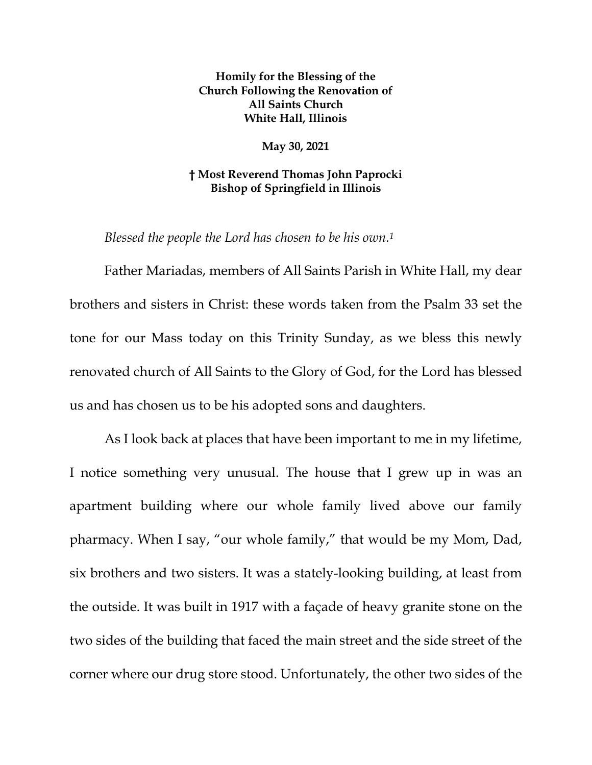**Homily for the Blessing of the Church Following the Renovation of All Saints Church White Hall, Illinois**

**May 30, 2021**

**† Most Reverend Thomas John Paprocki Bishop of Springfield in Illinois**

*Blessed the people the Lord has chosen to be his own.*[1]

Father Mariadas, members of All Saints Parish in White Hall, my dear brothers and sisters in Christ: these words taken from the Psalm 33 set the tone for our Mass today on this Trinity Sunday, as we bless this newly renovated church of All Saints to the Glory of God, for the Lord has blessed us and has chosen us to be his adopted sons and daughters.

As I look back at places that have been important to me in my lifetime, I notice something very unusual. The house that I grew up in was an apartment building where our whole family lived above our family pharmacy. When I say, "our whole family," that would be my Mom, Dad, six brothers and two sisters. It was a stately-looking building, at least from the outside. It was built in 1917 with a façade of heavy granite stone on the two sides of the building that faced the main street and the side street of the corner where our drug store stood. Unfortunately, the other two sides of the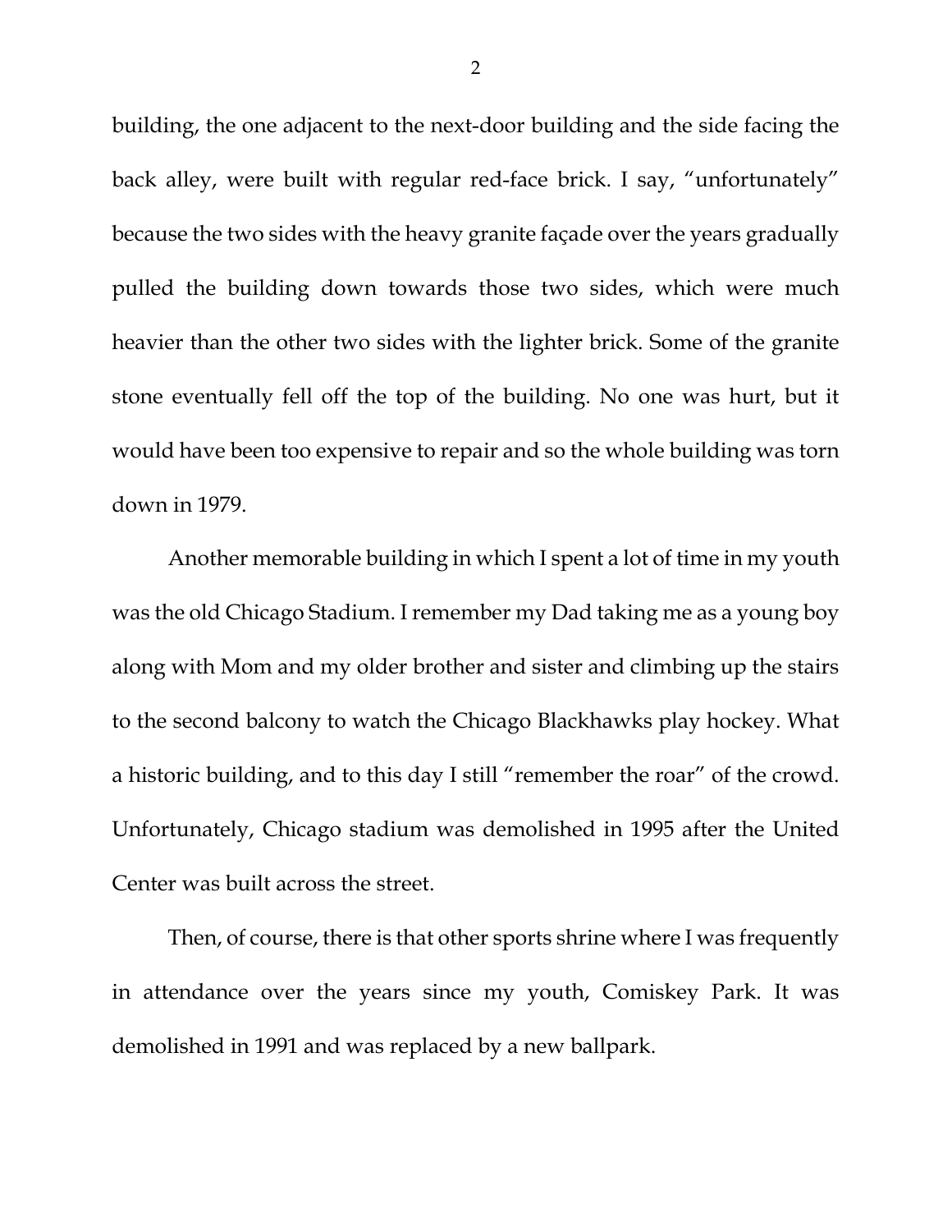building, the one adjacent to the next-door building and the side facing the back alley, were built with regular red-face brick. I say, “unfortunately” because the two sides with the heavy granite façade over the years gradually pulled the building down towards those two sides, which were much heavier than the other two sides with the lighter brick. Some of the granite stone eventually fell off the top of the building. No one was hurt, but it would have been too expensive to repair and so the whole building was torn down in 1979.

Another memorable building in which I spent a lot of time in my youth was the old Chicago Stadium. I remember my Dad taking me as a young boy along with Mom and my older brother and sister and climbing up the stairs to the second balcony to watch the Chicago Blackhawks play hockey. What a historic building, and to this day I still “remember the roar” of the crowd. Unfortunately, Chicago stadium was demolished in 1995 after the United Center was built across the street.

Then, of course, there is that other sports shrine where I was frequently in attendance over the years since my youth, Comiskey Park. It was demolished in 1991 and was replaced by a new ballpark.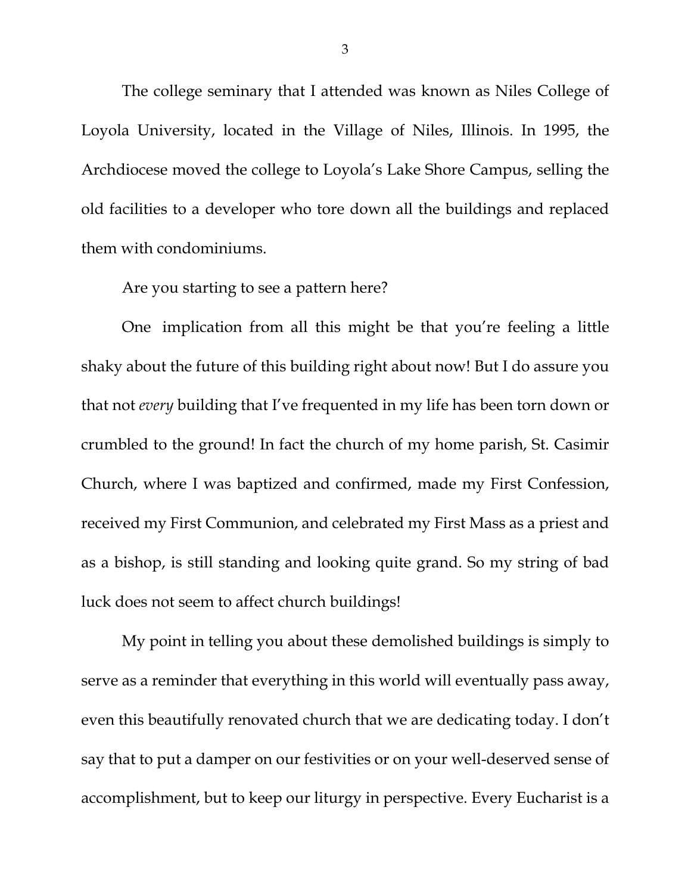The college seminary that I attended was known as Niles College of Loyola University, located in the Village of Niles, Illinois. In 1995, the Archdiocese moved the college to Loyola's Lake Shore Campus, selling the old facilities to a developer who tore down all the buildings and replaced them with condominiums.

Are you starting to see a pattern here?

One implication from all this might be that you're feeling a little shaky about the future of this building right about now! But I do assure you that not *every* building that I've frequented in my life has been torn down or crumbled to the ground! In fact the church of my home parish, St. Casimir Church, where I was baptized and confirmed, made my First Confession, received my First Communion, and celebrated my First Mass as a priest and as a bishop, is still standing and looking quite grand. So my string of bad luck does not seem to affect church buildings!

My point in telling you about these demolished buildings is simply to serve as a reminder that everything in this world will eventually pass away, even this beautifully renovated church that we are dedicating today. I don't say that to put a damper on our festivities or on your well-deserved sense of accomplishment, but to keep our liturgy in perspective. Every Eucharist is a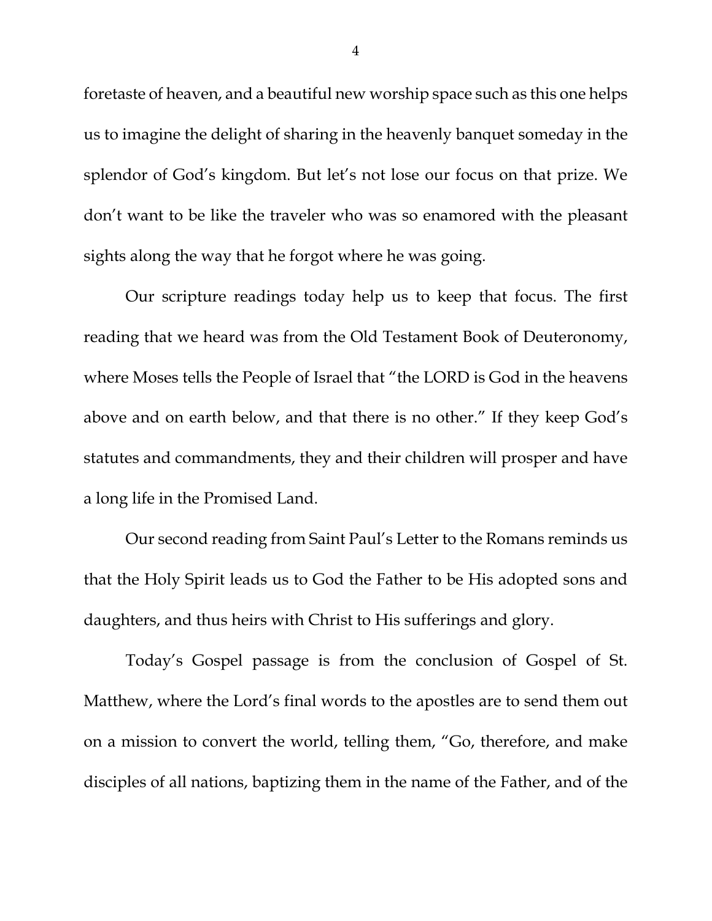foretaste of heaven, and a beautiful new worship space such as this one helps us to imagine the delight of sharing in the heavenly banquet someday in the splendor of God's kingdom. But let's not lose our focus on that prize. We don't want to be like the traveler who was so enamored with the pleasant sights along the way that he forgot where he was going.

Our scripture readings today help us to keep that focus. The first reading that we heard was from the Old Testament Book of Deuteronomy, where Moses tells the People of Israel that "the LORD is God in the heavens above and on earth below, and that there is no other." If they keep God's statutes and commandments, they and their children will prosper and have a long life in the Promised Land.

Our second reading from Saint Paul's Letter to the Romans reminds us that the Holy Spirit leads us to God the Father to be His adopted sons and daughters, and thus heirs with Christ to His sufferings and glory.

Today's Gospel passage is from the conclusion of Gospel of St. Matthew, where the Lord's final words to the apostles are to send them out on a mission to convert the world, telling them, "Go, therefore, and make disciples of all nations, baptizing them in the name of the Father, and of the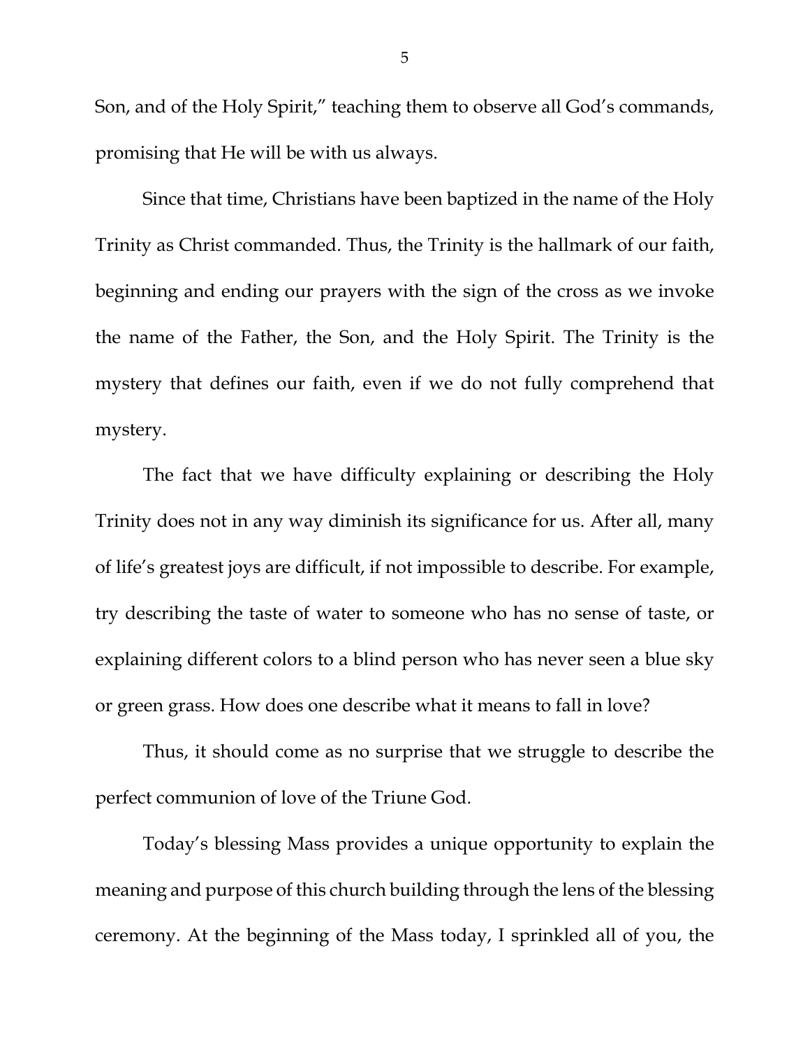Son, and of the Holy Spirit," teaching them to observe all God's commands, promising that He will be with us always.

Since that time, Christians have been baptized in the name of the Holy Trinity as Christ commanded. Thus, the Trinity is the hallmark of our faith, beginning and ending our prayers with the sign of the cross as we invoke the name of the Father, the Son, and the Holy Spirit. The Trinity is the mystery that defines our faith, even if we do not fully comprehend that mystery.

The fact that we have difficulty explaining or describing the Holy Trinity does not in any way diminish its significance for us. After all, many of life's greatest joys are difficult, if not impossible to describe. For example, try describing the taste of water to someone who has no sense of taste, or explaining different colors to a blind person who has never seen a blue sky or green grass. How does one describe what it means to fall in love?

Thus, it should come as no surprise that we struggle to describe the perfect communion of love of the Triune God.

Today's blessing Mass provides a unique opportunity to explain the meaning and purpose of this church building through the lens of the blessing ceremony. At the beginning of the Mass today, I sprinkled all of you, the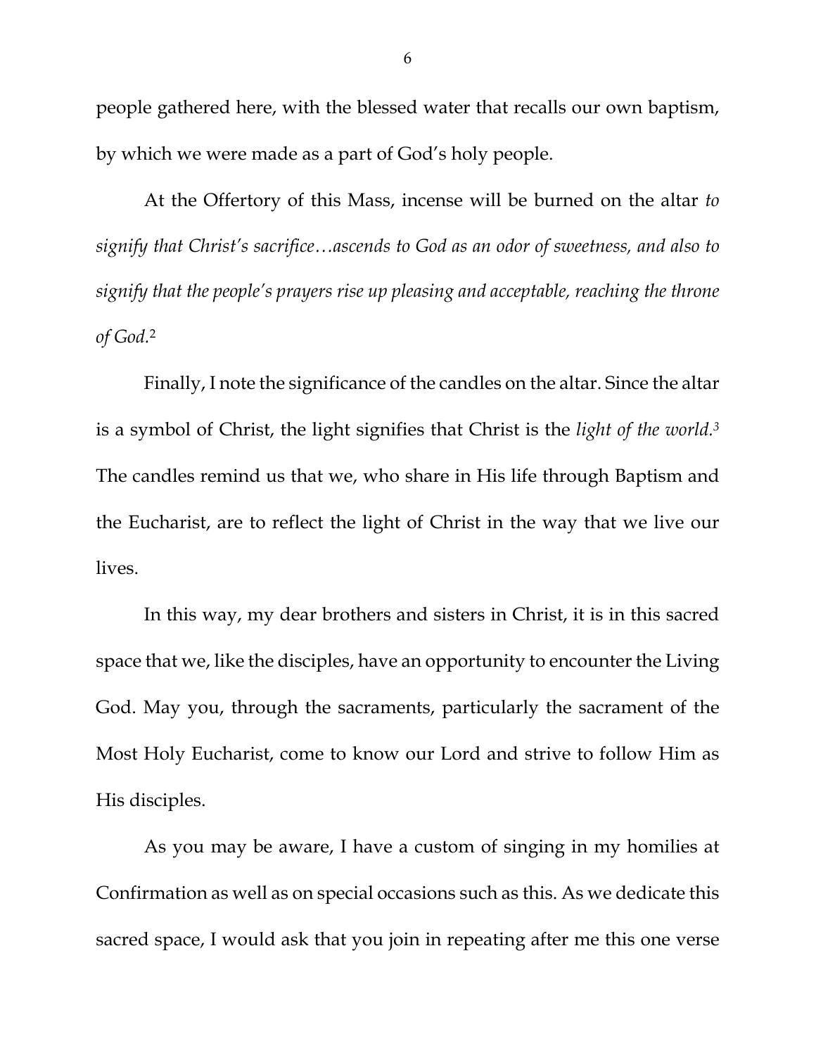people gathered here, with the blessed water that recalls our own baptism, by which we were made as a part of God's holy people.

At the Offertory of this Mass, incense will be burned on the altar *to signify that Christ's sacrifice…ascends to God as an odor of sweetness, and also to signify that the people's prayers rise up pleasing and acceptable, reaching the throne of God.*[2]

Finally, I note the significance of the candles on the altar. Since the altar is a symbol of Christ, the light signifies that Christ is the *light of the world.*[3] The candles remind us that we, who share in His life through Baptism and the Eucharist, are to reflect the light of Christ in the way that we live our lives.

In this way, my dear brothers and sisters in Christ, it is in this sacred space that we, like the disciples, have an opportunity to encounter the Living God. May you, through the sacraments, particularly the sacrament of the Most Holy Eucharist, come to know our Lord and strive to follow Him as His disciples.

As you may be aware, I have a custom of singing in my homilies at Confirmation as well as on special occasions such as this. As we dedicate this sacred space, I would ask that you join in repeating after me this one verse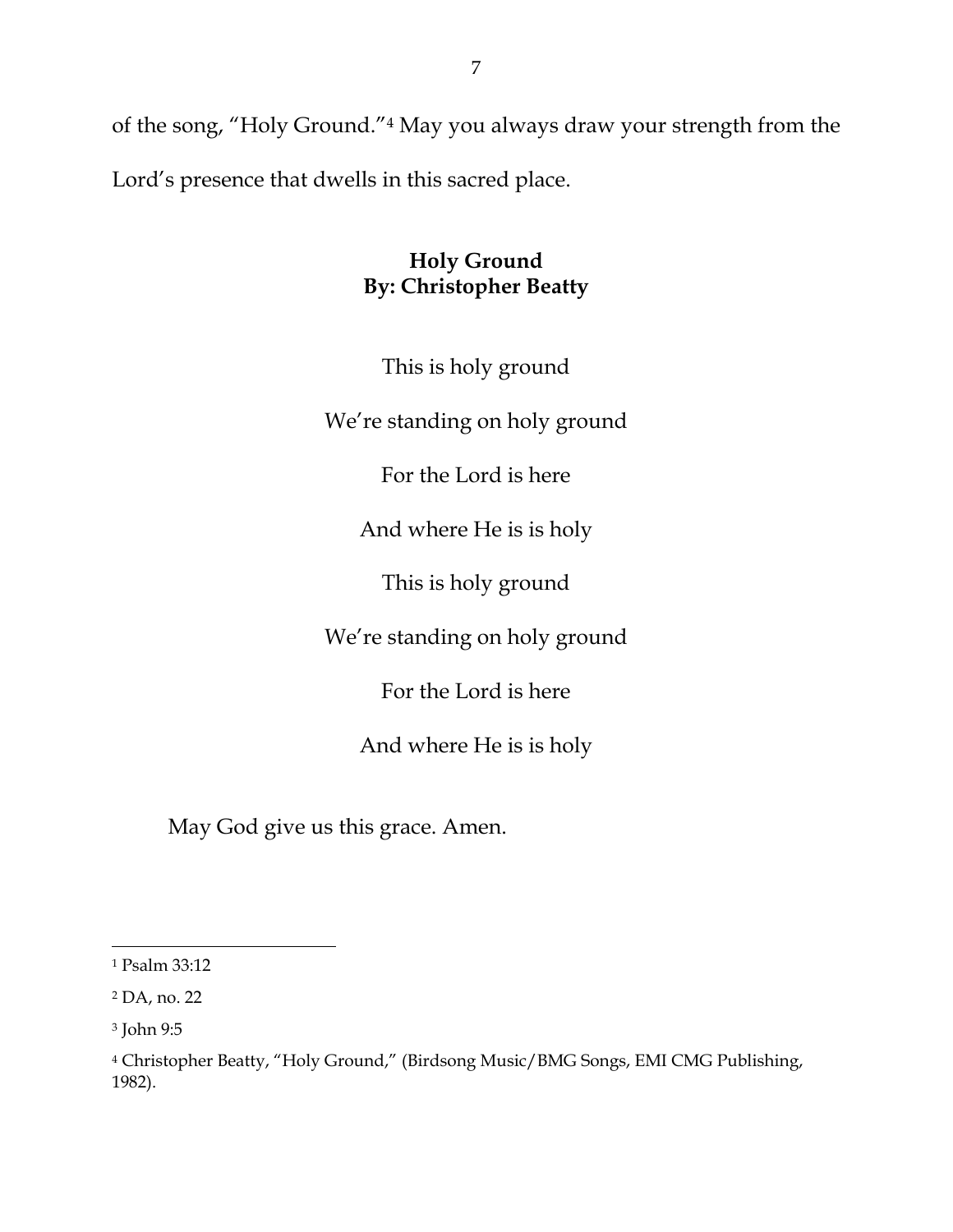of the song, "Holy Ground."[4] May you always draw your strength from the Lord's presence that dwells in this sacred place.

**Holy Ground**
**By: Christopher Beatty**

This is holy ground

We're standing on holy ground

For the Lord is here

And where He is is holy

This is holy ground

We're standing on holy ground

For the Lord is here

And where He is is holy

May God give us this grace. Amen.

---

[1] Psalm 33:12

[2] DA, no. 22

[3] John 9:5

[4] Christopher Beatty, "Holy Ground," (Birdsong Music/BMG Songs, EMI CMG Publishing, 1982).